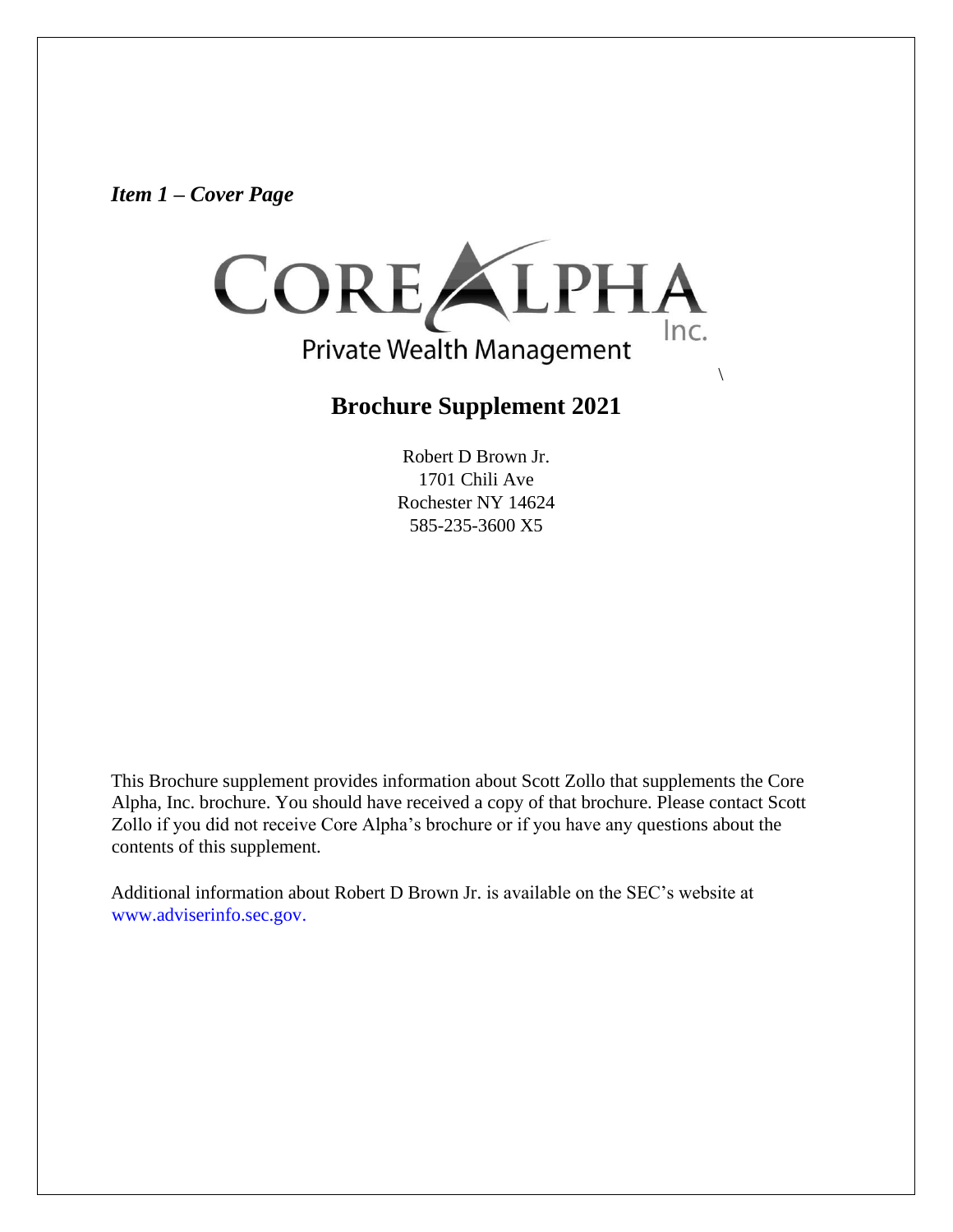*Item 1 – Cover Page*

CORE ALPHA Inc.

Private Wealth Management

\

# Brochure Supplement 2021

Robert D Brown Jr.
1701 Chili Ave
Rochester NY 14624
585-235-3600 X5

This Brochure supplement provides information about Scott Zollo that supplements the Core Alpha, Inc. brochure. You should have received a copy of that brochure. Please contact Scott Zollo if you did not receive Core Alpha's brochure or if you have any questions about the contents of this supplement.

Additional information about Robert D Brown Jr. is available on the SEC's website at www.adviserinfo.sec.gov.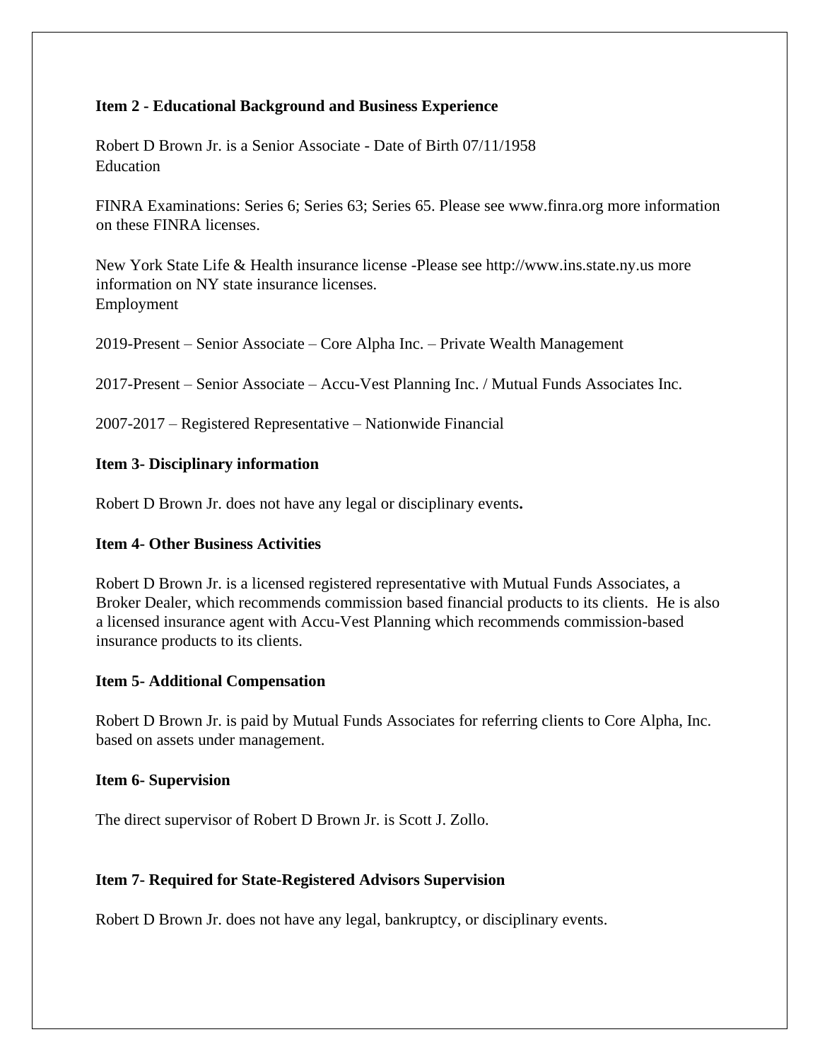**Item 2 - Educational Background and Business Experience**

Robert D Brown Jr. is a Senior Associate - Date of Birth 07/11/1958
Education

FINRA Examinations: Series 6; Series 63; Series 65. Please see www.finra.org more information on these FINRA licenses.

New York State Life & Health insurance license -Please see http://www.ins.state.ny.us more information on NY state insurance licenses.
Employment

2019-Present – Senior Associate – Core Alpha Inc. – Private Wealth Management

2017-Present – Senior Associate – Accu-Vest Planning Inc. / Mutual Funds Associates Inc.

2007-2017 – Registered Representative – Nationwide Financial

**Item 3- Disciplinary information**

Robert D Brown Jr. does not have any legal or disciplinary events**.**

**Item 4- Other Business Activities**

Robert D Brown Jr. is a licensed registered representative with Mutual Funds Associates, a Broker Dealer, which recommends commission based financial products to its clients. He is also a licensed insurance agent with Accu-Vest Planning which recommends commission-based insurance products to its clients.

**Item 5- Additional Compensation**

Robert D Brown Jr. is paid by Mutual Funds Associates for referring clients to Core Alpha, Inc. based on assets under management.

**Item 6- Supervision**

The direct supervisor of Robert D Brown Jr. is Scott J. Zollo.

**Item 7- Required for State-Registered Advisors Supervision**

Robert D Brown Jr. does not have any legal, bankruptcy, or disciplinary events.